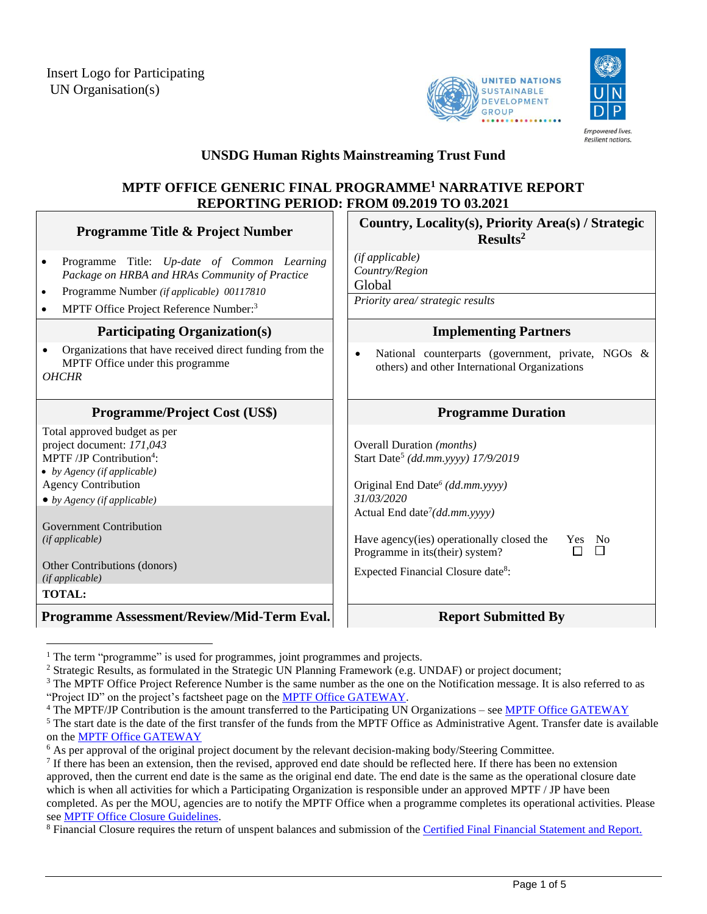Insert Logo for Participating UN Organisation(s)

UNITED NATIONS SUSTAINABLE DEVELOPMENT GROUP

UNDP
Empowered lives. Resilient nations.

## UNSDG Human Rights Mainstreaming Trust Fund

## MPTF OFFICE GENERIC FINAL PROGRAMME[1] NARRATIVE REPORT REPORTING PERIOD: FROM 09.2019 TO 03.2021

| **Programme Title & Project Number** | **Country, Locality(s), Priority Area(s) / Strategic Results[2]** |
|---|---|
| • Programme Title: *Up-date of Common Learning Package on HRBA and HRAs Community of Practice*<br>• Programme Number *(if applicable) 00117810*<br>• MPTF Office Project Reference Number:[3] | *(if applicable)*<br>*Country/Region*<br>Global<br>*Priority area/ strategic results* |
| **Participating Organization(s)** | **Implementing Partners** |
| • Organizations that have received direct funding from the MPTF Office under this programme<br>*OHCHR* | • National counterparts (government, private, NGOs & others) and other International Organizations |
| **Programme/Project Cost (US$)** | **Programme Duration** |
| Total approved budget as per project document: *171,043*<br>MPTF /JP Contribution[4]:<br>• *by Agency (if applicable)*<br>Agency Contribution<br>• *by Agency (if applicable)*<br><br>Government Contribution<br>*(if applicable)*<br><br>Other Contributions (donors)<br>*(if applicable)*<br>**TOTAL:** | Overall Duration *(months)*<br>Start Date[5] *(dd.mm.yyyy) 17/9/2019*<br><br>Original End Date[6] *(dd.mm.yyyy)*<br>*31/03/2020*<br>Actual End date[7]*(dd.mm.yyyy)*<br><br>Have agency(ies) operationally closed the Programme in its(their) system? Yes ☐ No ☐<br><br>Expected Financial Closure date[8]: |
| **Programme Assessment/Review/Mid-Term Eval.** | **Report Submitted By** |

[1] The term "programme" is used for programmes, joint programmes and projects.

[2] Strategic Results, as formulated in the Strategic UN Planning Framework (e.g. UNDAF) or project document;

[3] The MPTF Office Project Reference Number is the same number as the one on the Notification message. It is also referred to as "Project ID" on the project's factsheet page on the MPTF Office GATEWAY.

[4] The MPTF/JP Contribution is the amount transferred to the Participating UN Organizations – see MPTF Office GATEWAY

[5] The start date is the date of the first transfer of the funds from the MPTF Office as Administrative Agent. Transfer date is available on the MPTF Office GATEWAY

[6] As per approval of the original project document by the relevant decision-making body/Steering Committee.

[7] If there has been an extension, then the revised, approved end date should be reflected here. If there has been no extension approved, then the current end date is the same as the original end date. The end date is the same as the operational closure date which is when all activities for which a Participating Organization is responsible under an approved MPTF / JP have been completed. As per the MOU, agencies are to notify the MPTF Office when a programme completes its operational activities. Please see MPTF Office Closure Guidelines.

[8] Financial Closure requires the return of unspent balances and submission of the Certified Final Financial Statement and Report.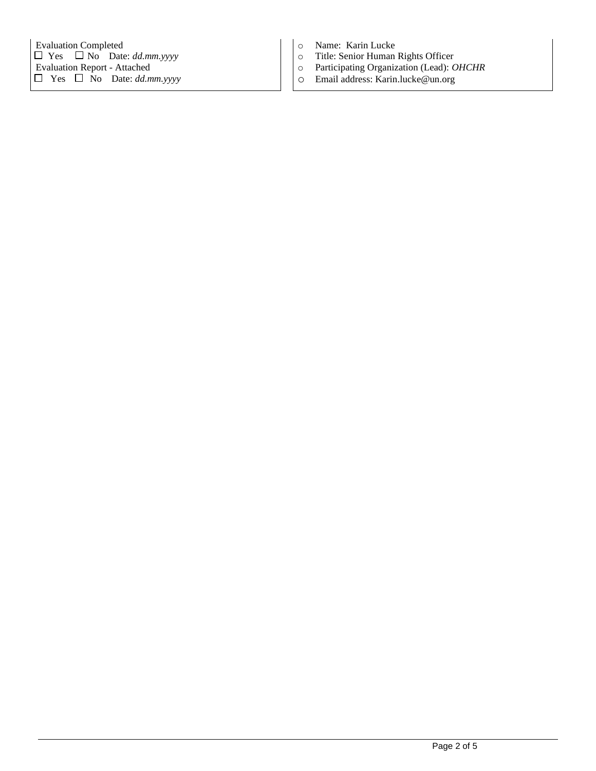| | |
|---|---|
| Evaluation Completed<br>☐ Yes ☐ No Date: *dd.mm.yyyy*<br>Evaluation Report - Attached<br>☐ Yes ☐ No Date: *dd.mm.yyyy* | ○ Name: Karin Lucke<br>○ Title: Senior Human Rights Officer<br>○ Participating Organization (Lead): *OHCHR*<br>○ Email address: Karin.lucke@un.org |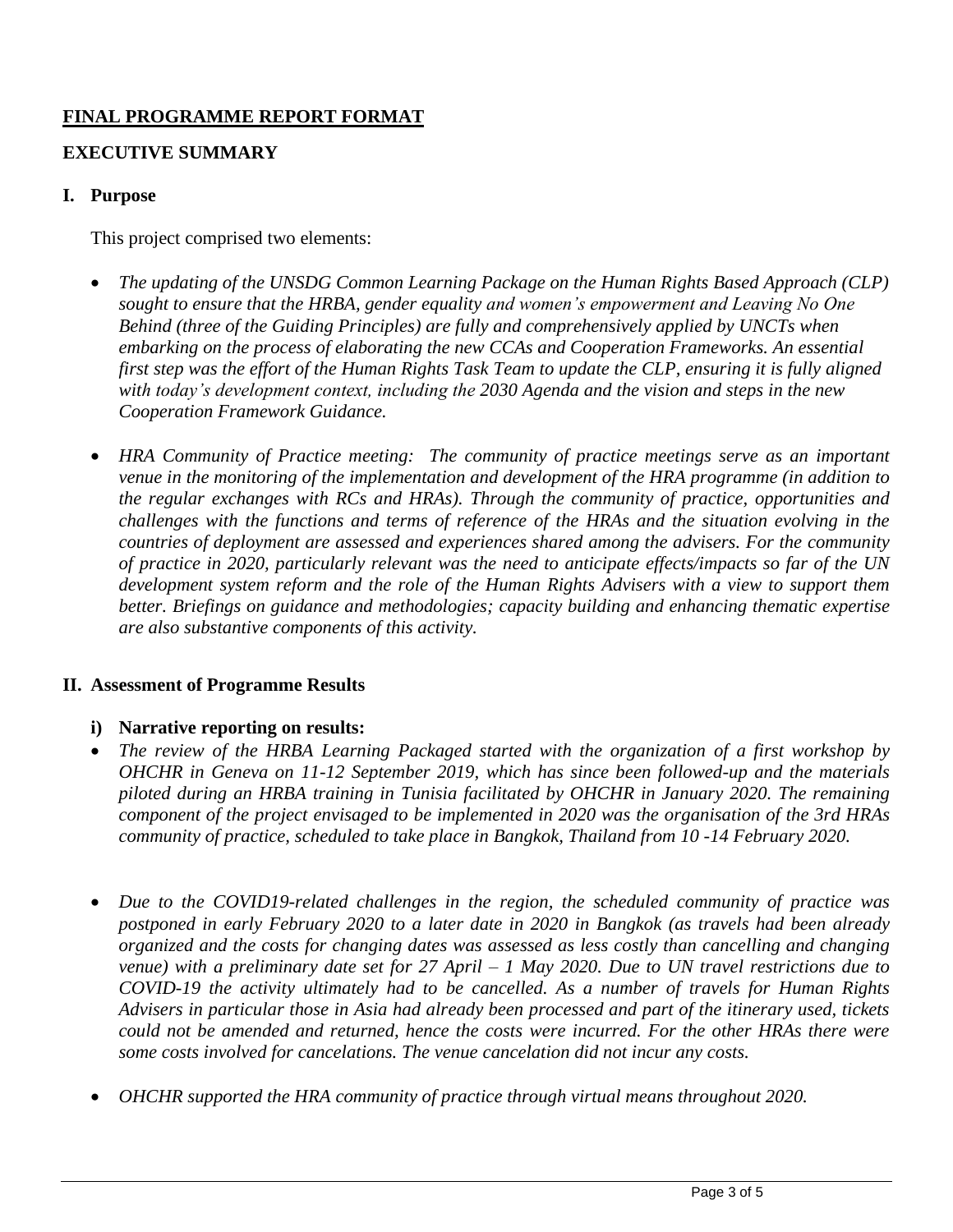## FINAL PROGRAMME REPORT FORMAT

## EXECUTIVE SUMMARY

### I. Purpose

This project comprised two elements:

- *The updating of the UNSDG Common Learning Package on the Human Rights Based Approach (CLP) sought to ensure that the HRBA, gender equality and women's empowerment and Leaving No One Behind (three of the Guiding Principles) are fully and comprehensively applied by UNCTs when embarking on the process of elaborating the new CCAs and Cooperation Frameworks. An essential first step was the effort of the Human Rights Task Team to update the CLP, ensuring it is fully aligned with today's development context, including the 2030 Agenda and the vision and steps in the new Cooperation Framework Guidance.*

- *HRA Community of Practice meeting: The community of practice meetings serve as an important venue in the monitoring of the implementation and development of the HRA programme (in addition to the regular exchanges with RCs and HRAs). Through the community of practice, opportunities and challenges with the functions and terms of reference of the HRAs and the situation evolving in the countries of deployment are assessed and experiences shared among the advisers. For the community of practice in 2020, particularly relevant was the need to anticipate effects/impacts so far of the UN development system reform and the role of the Human Rights Advisers with a view to support them better. Briefings on guidance and methodologies; capacity building and enhancing thematic expertise are also substantive components of this activity.*

### II. Assessment of Programme Results

#### i) Narrative reporting on results:

- *The review of the HRBA Learning Packaged started with the organization of a first workshop by OHCHR in Geneva on 11-12 September 2019, which has since been followed-up and the materials piloted during an HRBA training in Tunisia facilitated by OHCHR in January 2020. The remaining component of the project envisaged to be implemented in 2020 was the organisation of the 3rd HRAs community of practice, scheduled to take place in Bangkok, Thailand from 10 -14 February 2020.*

- *Due to the COVID19-related challenges in the region, the scheduled community of practice was postponed in early February 2020 to a later date in 2020 in Bangkok (as travels had been already organized and the costs for changing dates was assessed as less costly than cancelling and changing venue) with a preliminary date set for 27 April – 1 May 2020. Due to UN travel restrictions due to COVID-19 the activity ultimately had to be cancelled. As a number of travels for Human Rights Advisers in particular those in Asia had already been processed and part of the itinerary used, tickets could not be amended and returned, hence the costs were incurred. For the other HRAs there were some costs involved for cancelations. The venue cancelation did not incur any costs.*

- *OHCHR supported the HRA community of practice through virtual means throughout 2020.*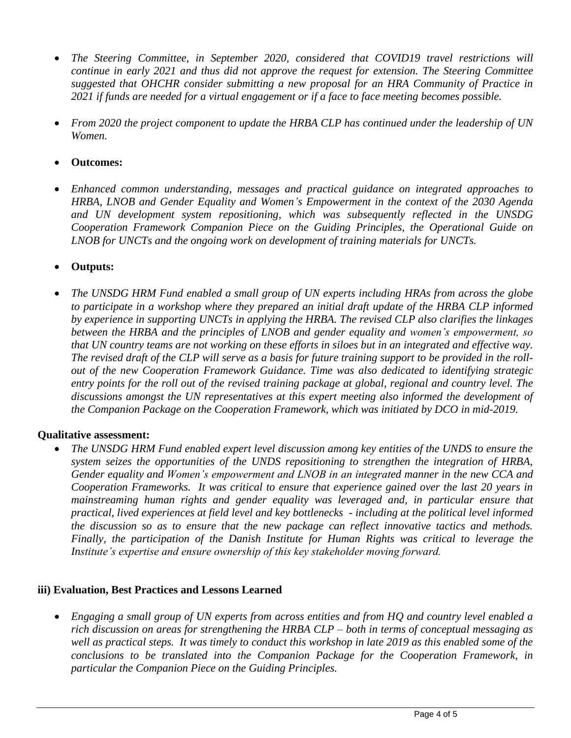- *The Steering Committee, in September 2020, considered that COVID19 travel restrictions will continue in early 2021 and thus did not approve the request for extension. The Steering Committee suggested that OHCHR consider submitting a new proposal for an HRA Community of Practice in 2021 if funds are needed for a virtual engagement or if a face to face meeting becomes possible.*

- *From 2020 the project component to update the HRBA CLP has continued under the leadership of UN Women.*

- **Outcomes:**

- *Enhanced common understanding, messages and practical guidance on integrated approaches to HRBA, LNOB and Gender Equality and Women's Empowerment in the context of the 2030 Agenda and UN development system repositioning, which was subsequently reflected in the UNSDG Cooperation Framework Companion Piece on the Guiding Principles, the Operational Guide on LNOB for UNCTs and the ongoing work on development of training materials for UNCTs.*

- **Outputs:**

- *The UNSDG HRM Fund enabled a small group of UN experts including HRAs from across the globe to participate in a workshop where they prepared an initial draft update of the HRBA CLP informed by experience in supporting UNCTs in applying the HRBA. The revised CLP also clarifies the linkages between the HRBA and the principles of LNOB and gender equality and women's empowerment, so that UN country teams are not working on these efforts in siloes but in an integrated and effective way. The revised draft of the CLP will serve as a basis for future training support to be provided in the roll-out of the new Cooperation Framework Guidance. Time was also dedicated to identifying strategic entry points for the roll out of the revised training package at global, regional and country level. The discussions amongst the UN representatives at this expert meeting also informed the development of the Companion Package on the Cooperation Framework, which was initiated by DCO in mid-2019.*

**Qualitative assessment:**

- *The UNSDG HRM Fund enabled expert level discussion among key entities of the UNDS to ensure the system seizes the opportunities of the UNDS repositioning to strengthen the integration of HRBA, Gender equality and Women's empowerment and LNOB in an integrated manner in the new CCA and Cooperation Frameworks. It was critical to ensure that experience gained over the last 20 years in mainstreaming human rights and gender equality was leveraged and, in particular ensure that practical, lived experiences at field level and key bottlenecks - including at the political level informed the discussion so as to ensure that the new package can reflect innovative tactics and methods. Finally, the participation of the Danish Institute for Human Rights was critical to leverage the Institute's expertise and ensure ownership of this key stakeholder moving forward.*

### iii) Evaluation, Best Practices and Lessons Learned

- *Engaging a small group of UN experts from across entities and from HQ and country level enabled a rich discussion on areas for strengthening the HRBA CLP – both in terms of conceptual messaging as well as practical steps. It was timely to conduct this workshop in late 2019 as this enabled some of the conclusions to be translated into the Companion Package for the Cooperation Framework, in particular the Companion Piece on the Guiding Principles.*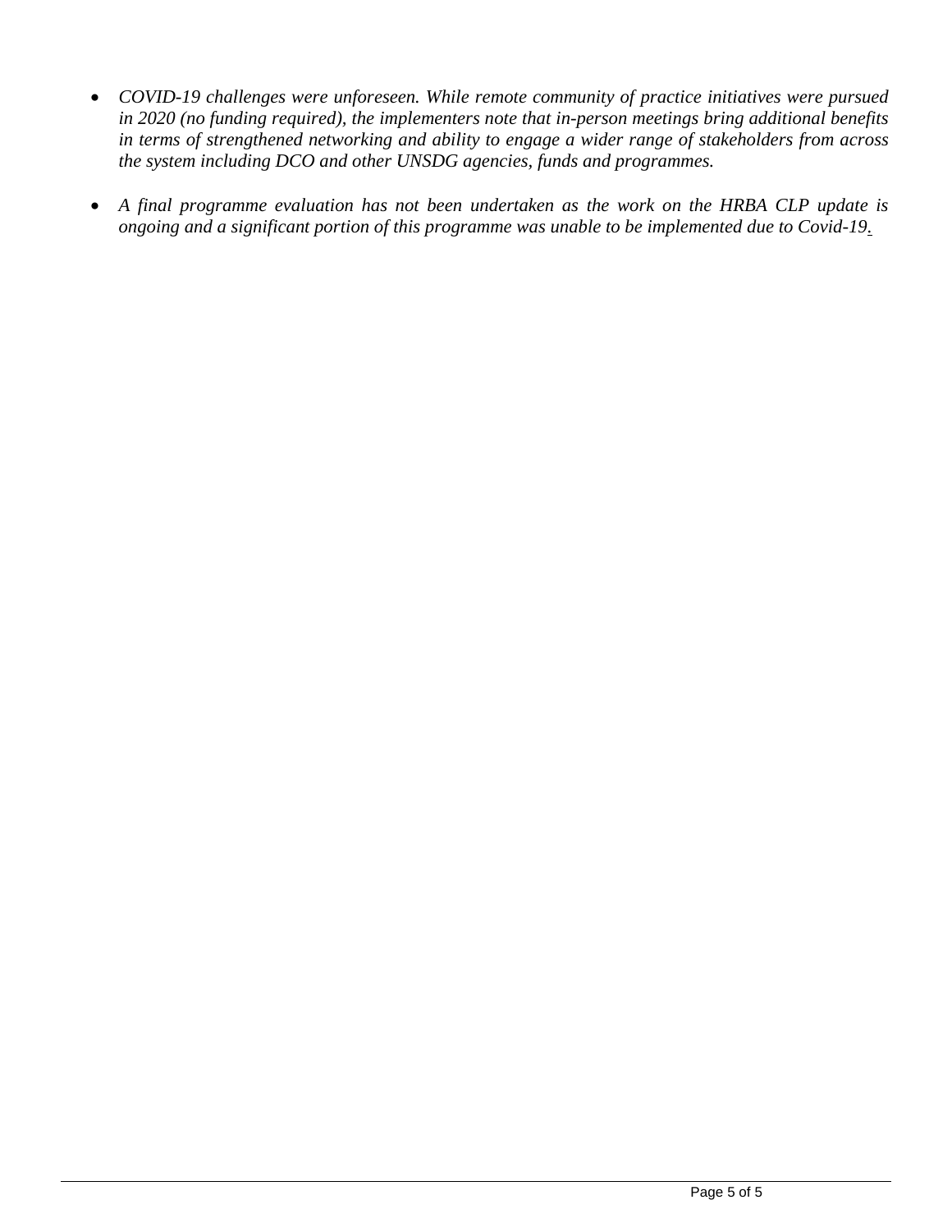- *COVID-19 challenges were unforeseen. While remote community of practice initiatives were pursued in 2020 (no funding required), the implementers note that in-person meetings bring additional benefits in terms of strengthened networking and ability to engage a wider range of stakeholders from across the system including DCO and other UNSDG agencies, funds and programmes.*

- *A final programme evaluation has not been undertaken as the work on the HRBA CLP update is ongoing and a significant portion of this programme was unable to be implemented due to Covid-19.*